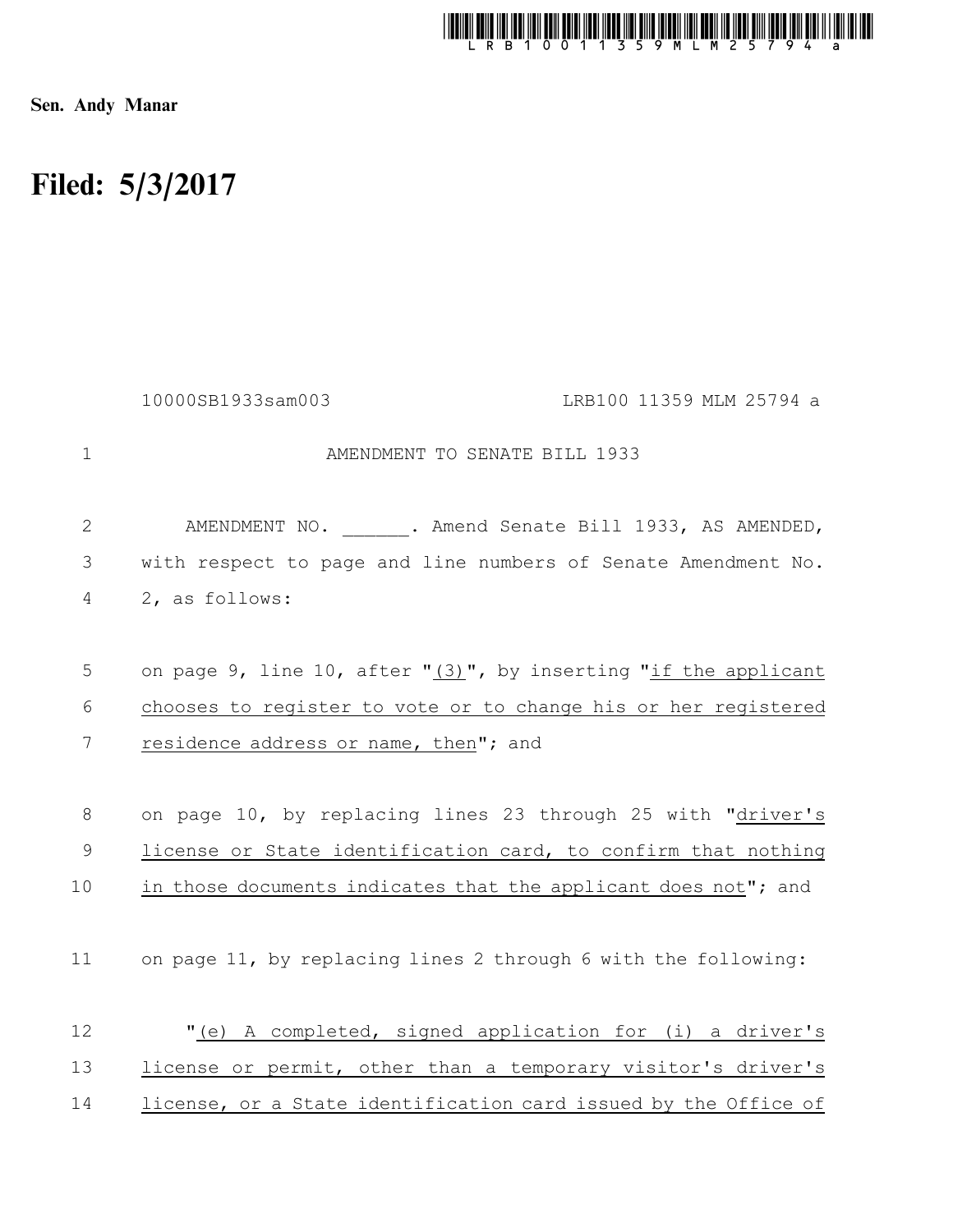Sen. Andy Manar

# Filed: 5/3/2017

10000SB1933sam003 LRB100 11359 MLM 25794 a

AMENDMENT TO SENATE BILL 1933

AMENDMENT NO. ______. Amend Senate Bill 1933, AS AMENDED, with respect to page and line numbers of Senate Amendment No. 2, as follows:

on page 9, line 10, after "(3)", by inserting "if the applicant chooses to register to vote or to change his or her registered residence address or name, then"; and

on page 10, by replacing lines 23 through 25 with "driver's license or State identification card, to confirm that nothing in those documents indicates that the applicant does not"; and

on page 11, by replacing lines 2 through 6 with the following:

"(e) A completed, signed application for (i) a driver's license or permit, other than a temporary visitor's driver's license, or a State identification card issued by the Office of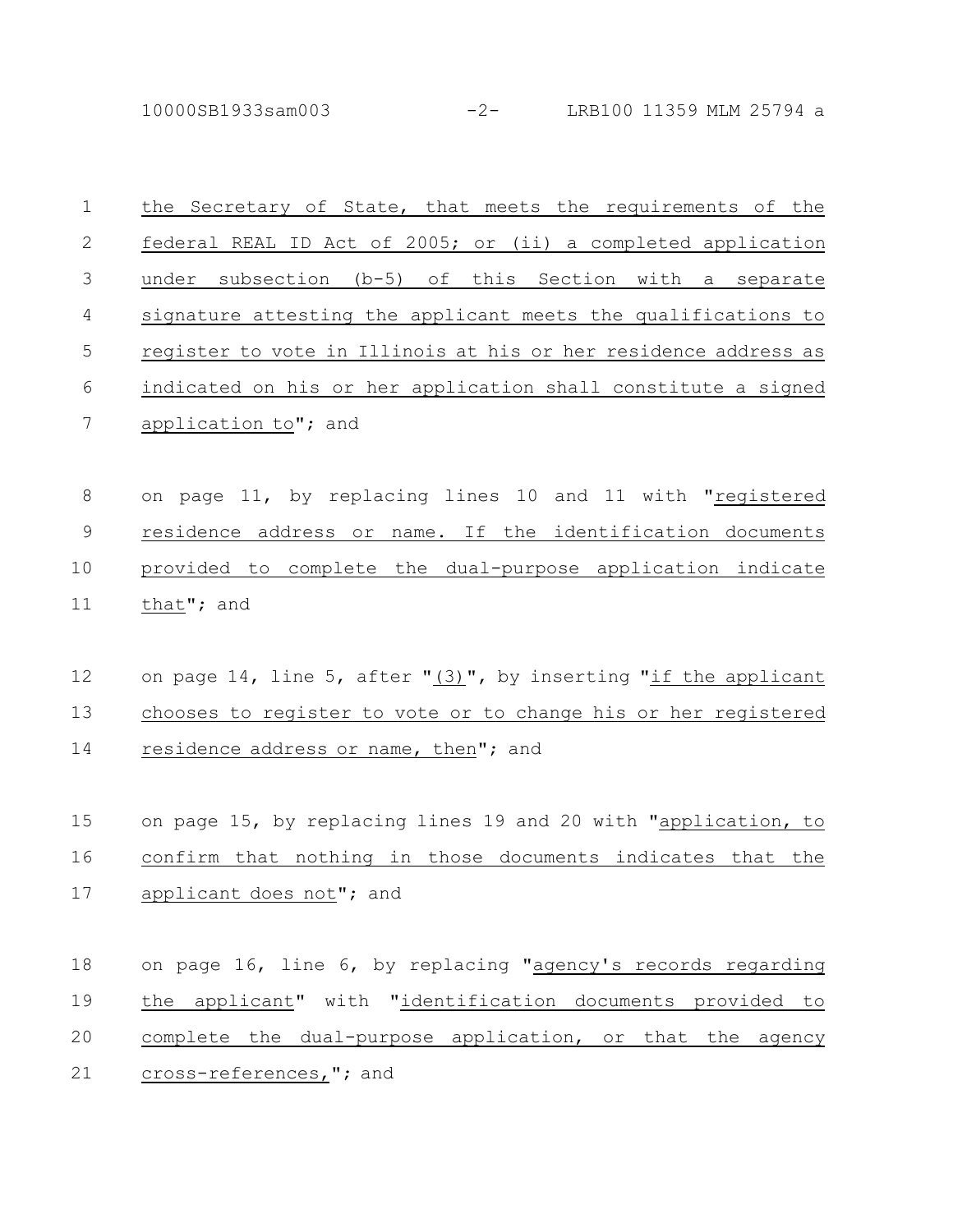the Secretary of State, that meets the requirements of the federal REAL ID Act of 2005; or (ii) a completed application under subsection (b-5) of this Section with a separate signature attesting the applicant meets the qualifications to register to vote in Illinois at his or her residence address as indicated on his or her application shall constitute a signed application to"; and

on page 11, by replacing lines 10 and 11 with "registered residence address or name. If the identification documents provided to complete the dual-purpose application indicate that"; and

on page 14, line 5, after "(3)", by inserting "if the applicant chooses to register to vote or to change his or her registered residence address or name, then"; and

on page 15, by replacing lines 19 and 20 with "application, to confirm that nothing in those documents indicates that the applicant does not"; and

on page 16, line 6, by replacing "agency's records regarding the applicant" with "identification documents provided to complete the dual-purpose application, or that the agency cross-references,"; and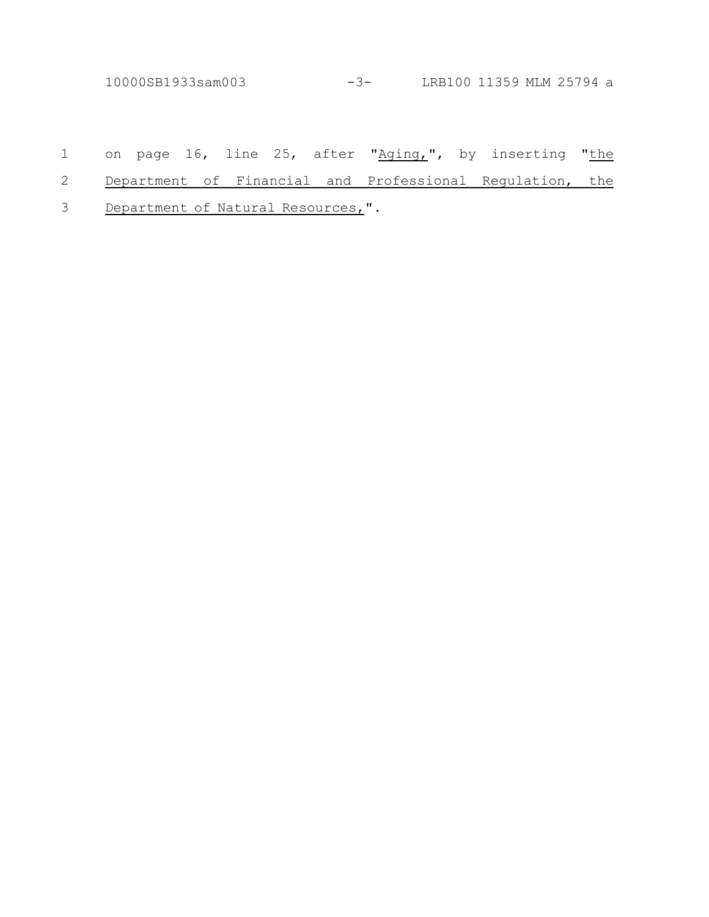on page 16, line 25, after "<u>Aging,</u>", by inserting "<u>the Department of Financial and Professional Regulation, the Department of Natural Resources,</u>".